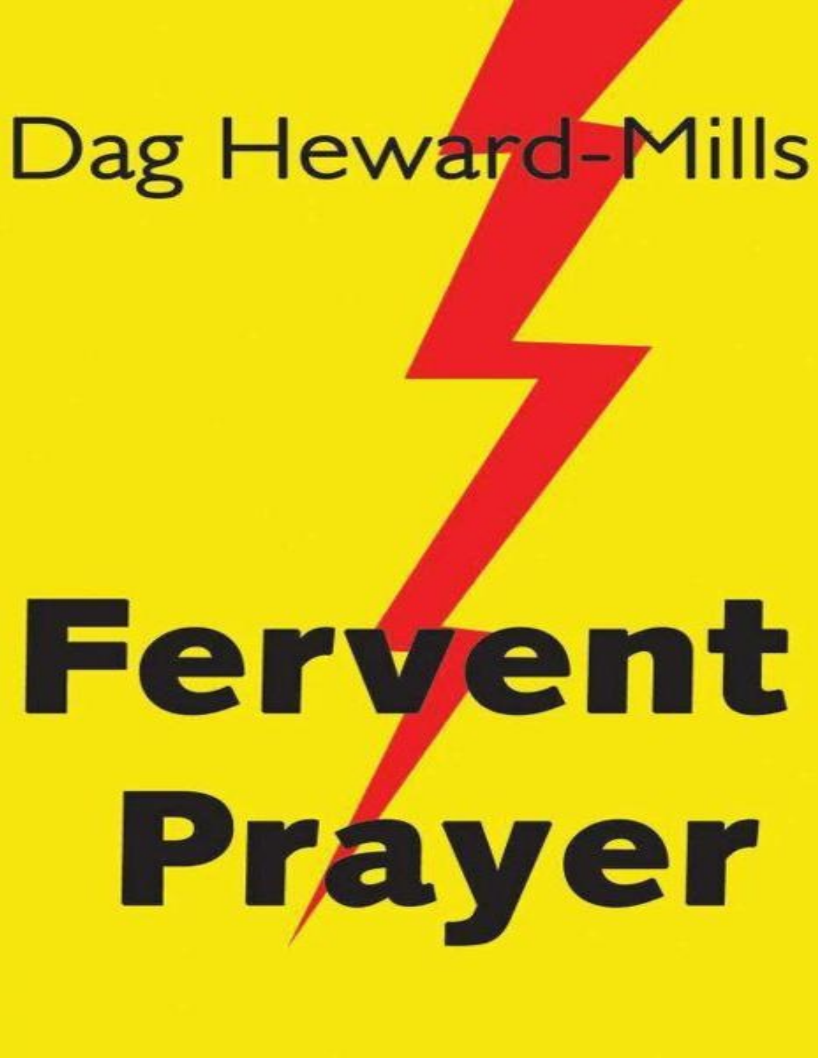Dag Heward-Mills

# Fervent Prayer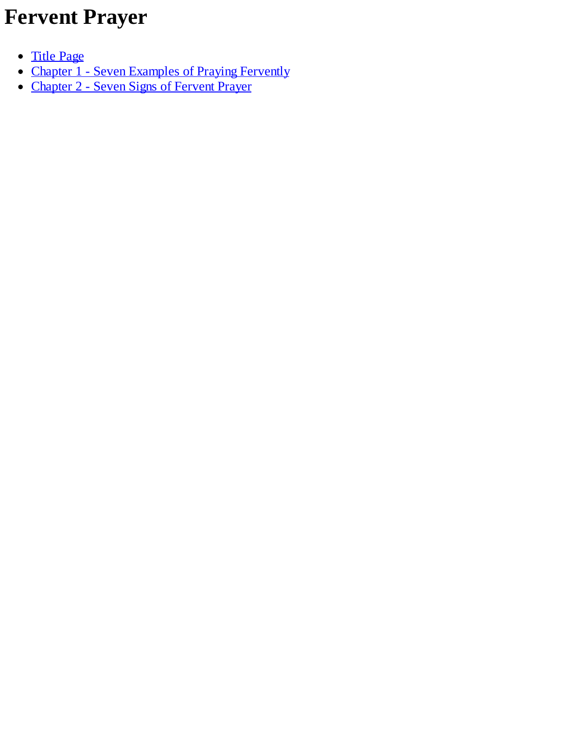# Fervent Prayer

- Title Page
- Chapter 1 - Seven Examples of Praying Fervently
- Chapter 2 - Seven Signs of Fervent Prayer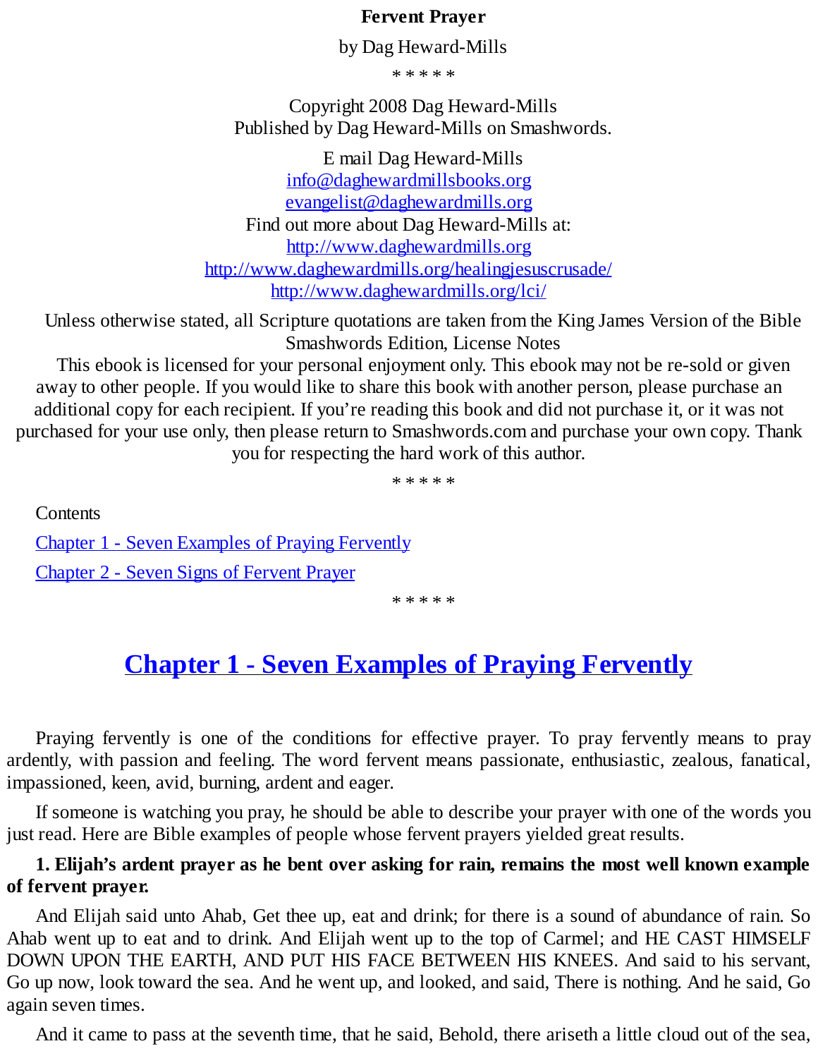**Fervent Prayer**

by Dag Heward-Mills

\* \* \* \* \*

Copyright 2008 Dag Heward-Mills
Published by Dag Heward-Mills on Smashwords.

E mail Dag Heward-Mills
info@daghewardmillsbooks.org
evangelist@daghewardmills.org
Find out more about Dag Heward-Mills at:
http://www.daghewardmills.org
http://www.daghewardmills.org/healingjesuscrusade/
http://www.daghewardmills.org/lci/

Unless otherwise stated, all Scripture quotations are taken from the King James Version of the Bible
Smashwords Edition, License Notes
This ebook is licensed for your personal enjoyment only. This ebook may not be re-sold or given away to other people. If you would like to share this book with another person, please purchase an additional copy for each recipient. If you're reading this book and did not purchase it, or it was not purchased for your use only, then please return to Smashwords.com and purchase your own copy. Thank you for respecting the hard work of this author.

\* \* \* \* \*

Contents

Chapter 1 - Seven Examples of Praying Fervently

Chapter 2 - Seven Signs of Fervent Prayer

\* \* \* \* \*

# Chapter 1 - Seven Examples of Praying Fervently

Praying fervently is one of the conditions for effective prayer. To pray fervently means to pray ardently, with passion and feeling. The word fervent means passionate, enthusiastic, zealous, fanatical, impassioned, keen, avid, burning, ardent and eager.

If someone is watching you pray, he should be able to describe your prayer with one of the words you just read. Here are Bible examples of people whose fervent prayers yielded great results.

**1. Elijah's ardent prayer as he bent over asking for rain, remains the most well known example of fervent prayer.**

And Elijah said unto Ahab, Get thee up, eat and drink; for there is a sound of abundance of rain. So Ahab went up to eat and to drink. And Elijah went up to the top of Carmel; and HE CAST HIMSELF DOWN UPON THE EARTH, AND PUT HIS FACE BETWEEN HIS KNEES. And said to his servant, Go up now, look toward the sea. And he went up, and looked, and said, There is nothing. And he said, Go again seven times.

And it came to pass at the seventh time, that he said, Behold, there ariseth a little cloud out of the sea,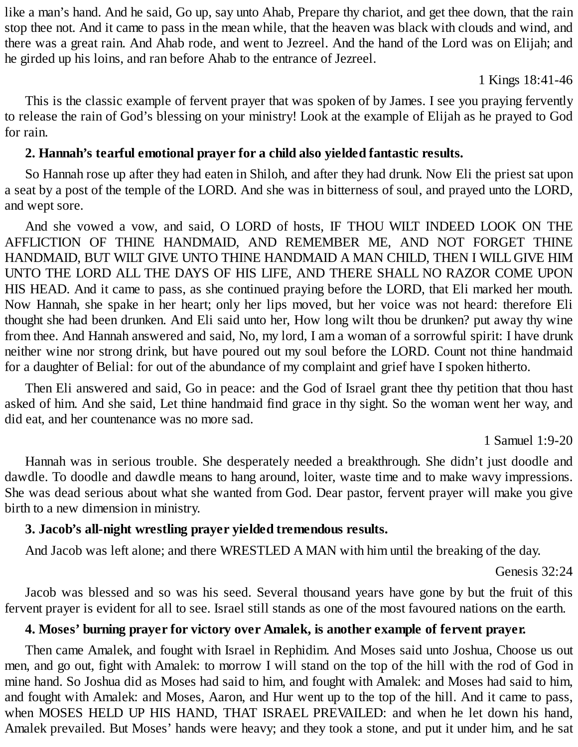like a man's hand. And he said, Go up, say unto Ahab, Prepare thy chariot, and get thee down, that the rain stop thee not. And it came to pass in the mean while, that the heaven was black with clouds and wind, and there was a great rain. And Ahab rode, and went to Jezreel. And the hand of the Lord was on Elijah; and he girded up his loins, and ran before Ahab to the entrance of Jezreel.

1 Kings 18:41-46

This is the classic example of fervent prayer that was spoken of by James. I see you praying fervently to release the rain of God's blessing on your ministry! Look at the example of Elijah as he prayed to God for rain.

**2. Hannah's tearful emotional prayer for a child also yielded fantastic results.**

So Hannah rose up after they had eaten in Shiloh, and after they had drunk. Now Eli the priest sat upon a seat by a post of the temple of the LORD. And she was in bitterness of soul, and prayed unto the LORD, and wept sore.

And she vowed a vow, and said, O LORD of hosts, IF THOU WILT INDEED LOOK ON THE AFFLICTION OF THINE HANDMAID, AND REMEMBER ME, AND NOT FORGET THINE HANDMAID, BUT WILT GIVE UNTO THINE HANDMAID A MAN CHILD, THEN I WILL GIVE HIM UNTO THE LORD ALL THE DAYS OF HIS LIFE, AND THERE SHALL NO RAZOR COME UPON HIS HEAD. And it came to pass, as she continued praying before the LORD, that Eli marked her mouth. Now Hannah, she spake in her heart; only her lips moved, but her voice was not heard: therefore Eli thought she had been drunken. And Eli said unto her, How long wilt thou be drunken? put away thy wine from thee. And Hannah answered and said, No, my lord, I am a woman of a sorrowful spirit: I have drunk neither wine nor strong drink, but have poured out my soul before the LORD. Count not thine handmaid for a daughter of Belial: for out of the abundance of my complaint and grief have I spoken hitherto.

Then Eli answered and said, Go in peace: and the God of Israel grant thee thy petition that thou hast asked of him. And she said, Let thine handmaid find grace in thy sight. So the woman went her way, and did eat, and her countenance was no more sad.

1 Samuel 1:9-20

Hannah was in serious trouble. She desperately needed a breakthrough. She didn't just doodle and dawdle. To doodle and dawdle means to hang around, loiter, waste time and to make wavy impressions. She was dead serious about what she wanted from God. Dear pastor, fervent prayer will make you give birth to a new dimension in ministry.

**3. Jacob's all-night wrestling prayer yielded tremendous results.**

And Jacob was left alone; and there WRESTLED A MAN with him until the breaking of the day.

Genesis 32:24

Jacob was blessed and so was his seed. Several thousand years have gone by but the fruit of this fervent prayer is evident for all to see. Israel still stands as one of the most favoured nations on the earth.

**4. Moses' burning prayer for victory over Amalek, is another example of fervent prayer.**

Then came Amalek, and fought with Israel in Rephidim. And Moses said unto Joshua, Choose us out men, and go out, fight with Amalek: to morrow I will stand on the top of the hill with the rod of God in mine hand. So Joshua did as Moses had said to him, and fought with Amalek: and Moses had said to him, and fought with Amalek: and Moses, Aaron, and Hur went up to the top of the hill. And it came to pass, when MOSES HELD UP HIS HAND, THAT ISRAEL PREVAILED: and when he let down his hand, Amalek prevailed. But Moses' hands were heavy; and they took a stone, and put it under him, and he sat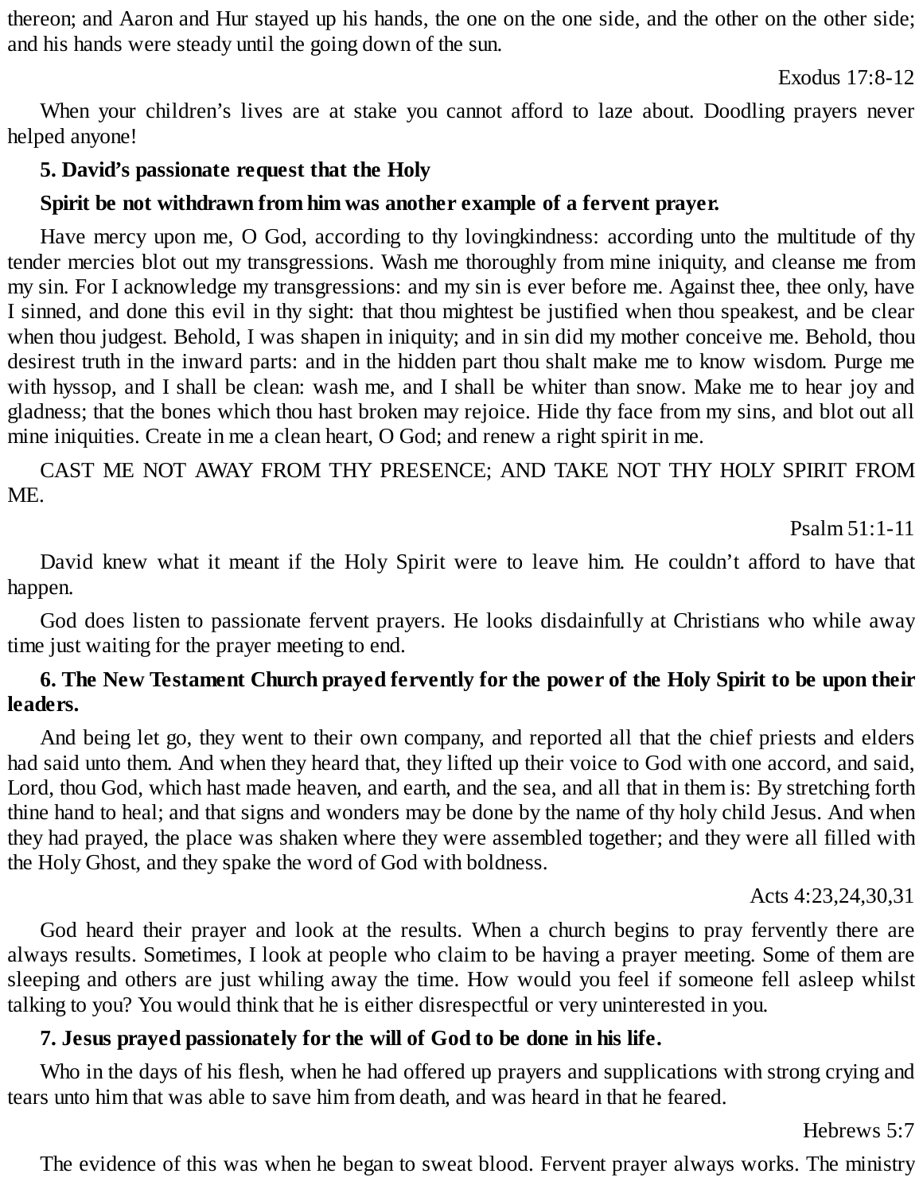thereon; and Aaron and Hur stayed up his hands, the one on the one side, and the other on the other side; and his hands were steady until the going down of the sun.

Exodus 17:8-12

When your children's lives are at stake you cannot afford to laze about. Doodling prayers never helped anyone!

**5. David's passionate request that the Holy Spirit be not withdrawn from him was another example of a fervent prayer.**

Have mercy upon me, O God, according to thy lovingkindness: according unto the multitude of thy tender mercies blot out my transgressions. Wash me thoroughly from mine iniquity, and cleanse me from my sin. For I acknowledge my transgressions: and my sin is ever before me. Against thee, thee only, have I sinned, and done this evil in thy sight: that thou mightest be justified when thou speakest, and be clear when thou judgest. Behold, I was shapen in iniquity; and in sin did my mother conceive me. Behold, thou desirest truth in the inward parts: and in the hidden part thou shalt make me to know wisdom. Purge me with hyssop, and I shall be clean: wash me, and I shall be whiter than snow. Make me to hear joy and gladness; that the bones which thou hast broken may rejoice. Hide thy face from my sins, and blot out all mine iniquities. Create in me a clean heart, O God; and renew a right spirit in me.

CAST ME NOT AWAY FROM THY PRESENCE; AND TAKE NOT THY HOLY SPIRIT FROM ME.

Psalm 51:1-11

David knew what it meant if the Holy Spirit were to leave him. He couldn't afford to have that happen.

God does listen to passionate fervent prayers. He looks disdainfully at Christians who while away time just waiting for the prayer meeting to end.

**6. The New Testament Church prayed fervently for the power of the Holy Spirit to be upon their leaders.**

And being let go, they went to their own company, and reported all that the chief priests and elders had said unto them. And when they heard that, they lifted up their voice to God with one accord, and said, Lord, thou God, which hast made heaven, and earth, and the sea, and all that in them is: By stretching forth thine hand to heal; and that signs and wonders may be done by the name of thy holy child Jesus. And when they had prayed, the place was shaken where they were assembled together; and they were all filled with the Holy Ghost, and they spake the word of God with boldness.

Acts 4:23,24,30,31

God heard their prayer and look at the results. When a church begins to pray fervently there are always results. Sometimes, I look at people who claim to be having a prayer meeting. Some of them are sleeping and others are just whiling away the time. How would you feel if someone fell asleep whilst talking to you? You would think that he is either disrespectful or very uninterested in you.

**7. Jesus prayed passionately for the will of God to be done in his life.**

Who in the days of his flesh, when he had offered up prayers and supplications with strong crying and tears unto him that was able to save him from death, and was heard in that he feared.

Hebrews 5:7

The evidence of this was when he began to sweat blood. Fervent prayer always works. The ministry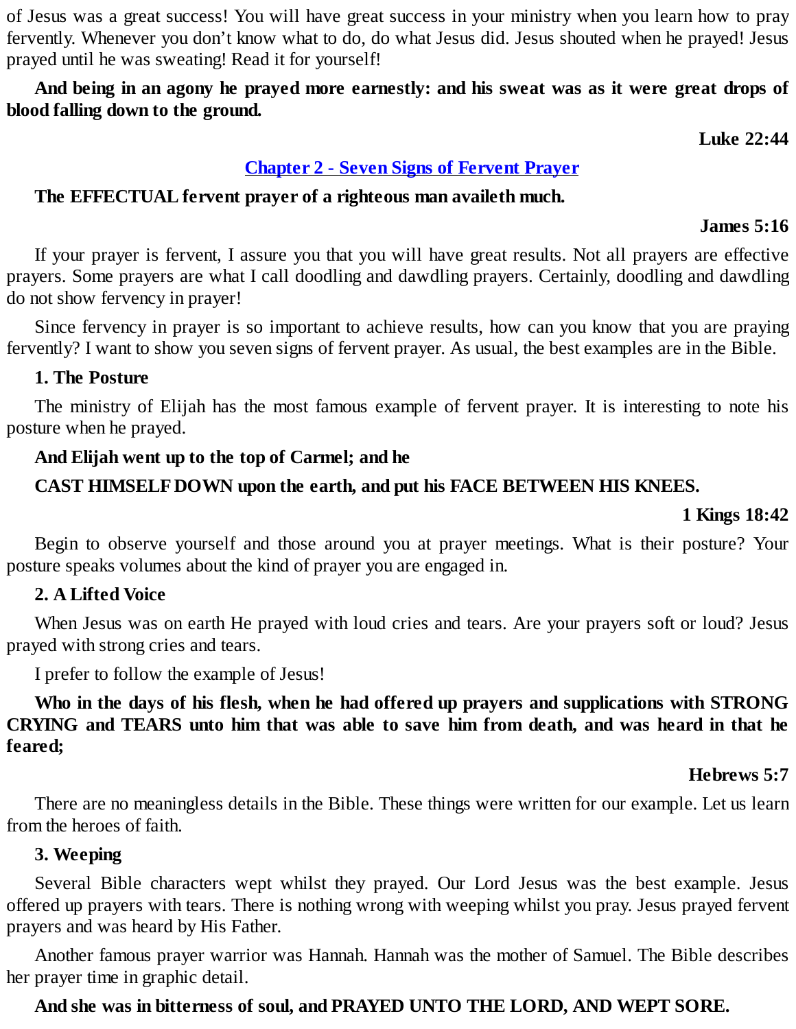of Jesus was a great success! You will have great success in your ministry when you learn how to pray fervently. Whenever you don't know what to do, do what Jesus did. Jesus shouted when he prayed! Jesus prayed until he was sweating! Read it for yourself!

**And being in an agony he prayed more earnestly: and his sweat was as it were great drops of blood falling down to the ground.**

**Luke 22:44**

## Chapter 2 - Seven Signs of Fervent Prayer

**The EFFECTUAL fervent prayer of a righteous man availeth much.**

**James 5:16**

If your prayer is fervent, I assure you that you will have great results. Not all prayers are effective prayers. Some prayers are what I call doodling and dawdling prayers. Certainly, doodling and dawdling do not show fervency in prayer!

Since fervency in prayer is so important to achieve results, how can you know that you are praying fervently? I want to show you seven signs of fervent prayer. As usual, the best examples are in the Bible.

### 1. The Posture

The ministry of Elijah has the most famous example of fervent prayer. It is interesting to note his posture when he prayed.

**And Elijah went up to the top of Carmel; and he**

**CAST HIMSELF DOWN upon the earth, and put his FACE BETWEEN HIS KNEES.**

**1 Kings 18:42**

Begin to observe yourself and those around you at prayer meetings. What is their posture? Your posture speaks volumes about the kind of prayer you are engaged in.

### 2. A Lifted Voice

When Jesus was on earth He prayed with loud cries and tears. Are your prayers soft or loud? Jesus prayed with strong cries and tears.

I prefer to follow the example of Jesus!

**Who in the days of his flesh, when he had offered up prayers and supplications with STRONG CRYING and TEARS unto him that was able to save him from death, and was heard in that he feared;**

**Hebrews 5:7**

There are no meaningless details in the Bible. These things were written for our example. Let us learn from the heroes of faith.

### 3. Weeping

Several Bible characters wept whilst they prayed. Our Lord Jesus was the best example. Jesus offered up prayers with tears. There is nothing wrong with weeping whilst you pray. Jesus prayed fervent prayers and was heard by His Father.

Another famous prayer warrior was Hannah. Hannah was the mother of Samuel. The Bible describes her prayer time in graphic detail.

**And she was in bitterness of soul, and PRAYED UNTO THE LORD, AND WEPT SORE.**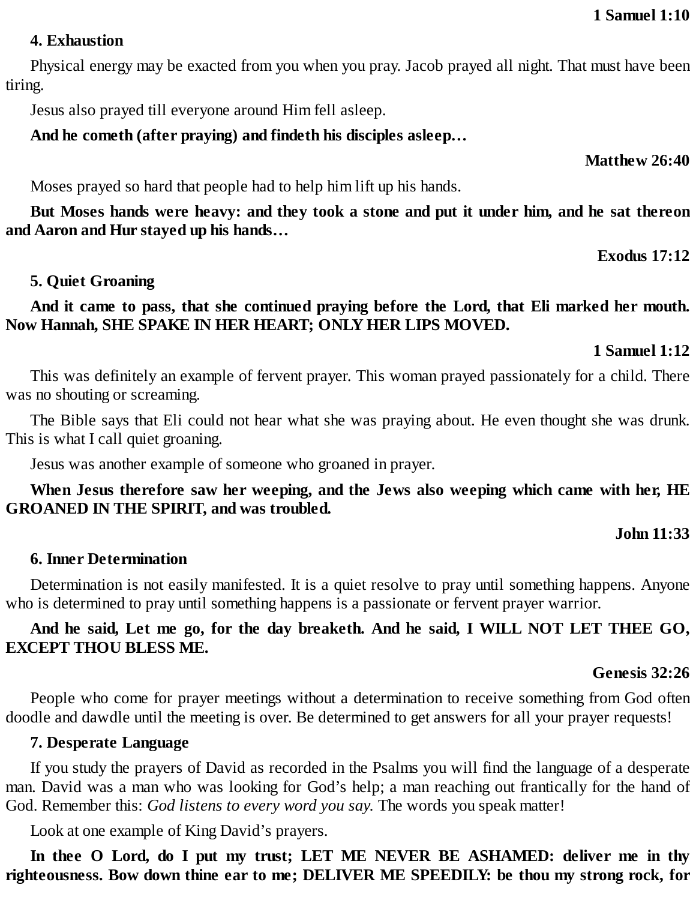**1 Samuel 1:10**

**4. Exhaustion**

Physical energy may be exacted from you when you pray. Jacob prayed all night. That must have been tiring.

Jesus also prayed till everyone around Him fell asleep.

**And he cometh (after praying) and findeth his disciples asleep…**

**Matthew 26:40**

Moses prayed so hard that people had to help him lift up his hands.

**But Moses hands were heavy: and they took a stone and put it under him, and he sat thereon and Aaron and Hur stayed up his hands…**

**Exodus 17:12**

**5. Quiet Groaning**

**And it came to pass, that she continued praying before the Lord, that Eli marked her mouth. Now Hannah, SHE SPAKE IN HER HEART; ONLY HER LIPS MOVED.**

**1 Samuel 1:12**

This was definitely an example of fervent prayer. This woman prayed passionately for a child. There was no shouting or screaming.

The Bible says that Eli could not hear what she was praying about. He even thought she was drunk. This is what I call quiet groaning.

Jesus was another example of someone who groaned in prayer.

**When Jesus therefore saw her weeping, and the Jews also weeping which came with her, HE GROANED IN THE SPIRIT, and was troubled.**

**John 11:33**

**6. Inner Determination**

Determination is not easily manifested. It is a quiet resolve to pray until something happens. Anyone who is determined to pray until something happens is a passionate or fervent prayer warrior.

**And he said, Let me go, for the day breaketh. And he said, I WILL NOT LET THEE GO, EXCEPT THOU BLESS ME.**

**Genesis 32:26**

People who come for prayer meetings without a determination to receive something from God often doodle and dawdle until the meeting is over. Be determined to get answers for all your prayer requests!

**7. Desperate Language**

If you study the prayers of David as recorded in the Psalms you will find the language of a desperate man. David was a man who was looking for God's help; a man reaching out frantically for the hand of God. Remember this: *God listens to every word you say.* The words you speak matter!

Look at one example of King David's prayers.

**In thee O Lord, do I put my trust; LET ME NEVER BE ASHAMED: deliver me in thy righteousness. Bow down thine ear to me; DELIVER ME SPEEDILY: be thou my strong rock, for**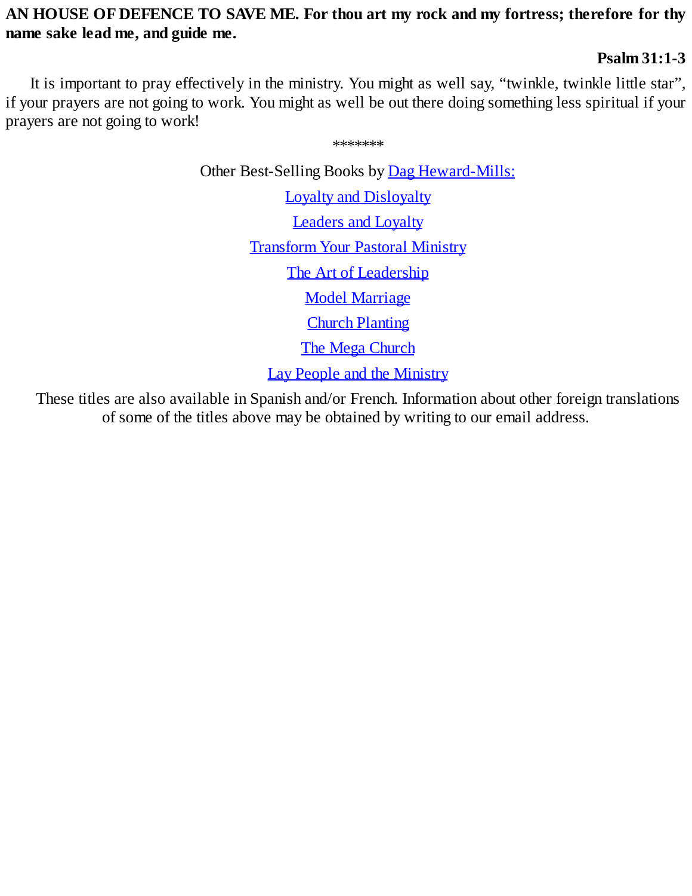**AN HOUSE OF DEFENCE TO SAVE ME. For thou art my rock and my fortress; therefore for thy name sake lead me, and guide me.**

**Psalm 31:1-3**

It is important to pray effectively in the ministry. You might as well say, “twinkle, twinkle little star”, if your prayers are not going to work. You might as well be out there doing something less spiritual if your prayers are not going to work!

*******

Other Best-Selling Books by Dag Heward-Mills:

Loyalty and Disloyalty

Leaders and Loyalty

Transform Your Pastoral Ministry

The Art of Leadership

Model Marriage

Church Planting

The Mega Church

Lay People and the Ministry

These titles are also available in Spanish and/or French. Information about other foreign translations of some of the titles above may be obtained by writing to our email address.